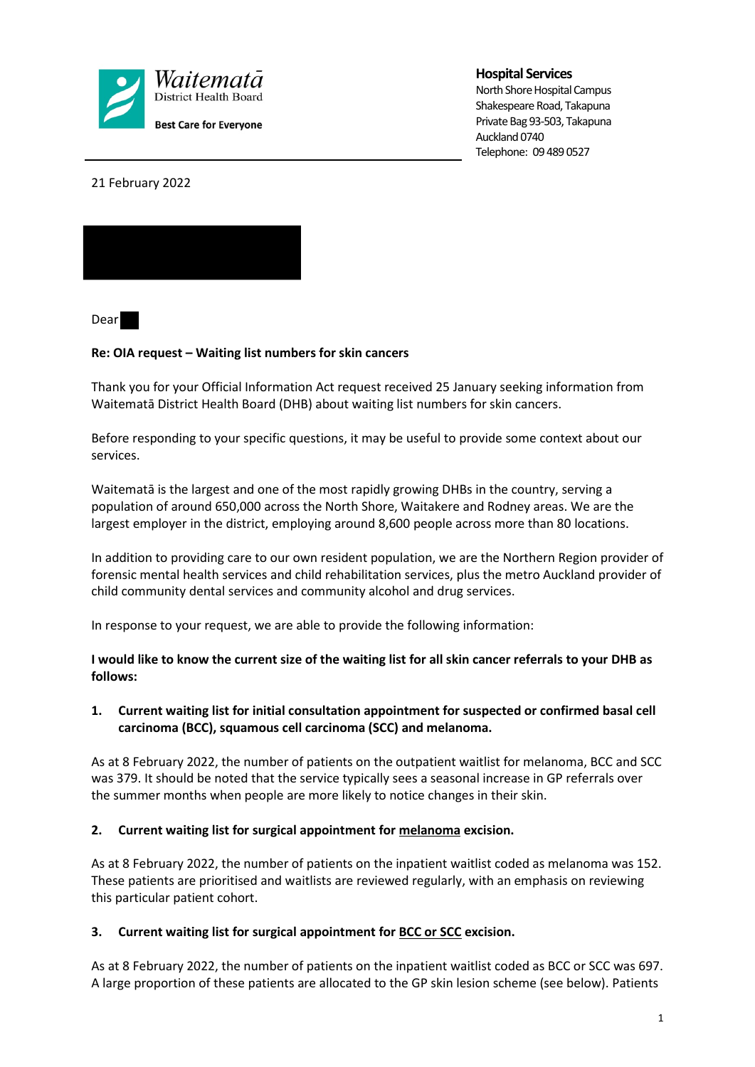Waitematā District Health Board

**Best Care for Everyone**

**Hospital Services**
North Shore Hospital Campus
Shakespeare Road, Takapuna
Private Bag 93-503, Takapuna
Auckland 0740
Telephone: 09 489 0527

21 February 2022

Dear

**Re: OIA request – Waiting list numbers for skin cancers**

Thank you for your Official Information Act request received 25 January seeking information from Waitematā District Health Board (DHB) about waiting list numbers for skin cancers.

Before responding to your specific questions, it may be useful to provide some context about our services.

Waitematā is the largest and one of the most rapidly growing DHBs in the country, serving a population of around 650,000 across the North Shore, Waitakere and Rodney areas. We are the largest employer in the district, employing around 8,600 people across more than 80 locations.

In addition to providing care to our own resident population, we are the Northern Region provider of forensic mental health services and child rehabilitation services, plus the metro Auckland provider of child community dental services and community alcohol and drug services.

In response to your request, we are able to provide the following information:

**I would like to know the current size of the waiting list for all skin cancer referrals to your DHB as follows:**

1. **Current waiting list for initial consultation appointment for suspected or confirmed basal cell carcinoma (BCC), squamous cell carcinoma (SCC) and melanoma.**

As at 8 February 2022, the number of patients on the outpatient waitlist for melanoma, BCC and SCC was 379. It should be noted that the service typically sees a seasonal increase in GP referrals over the summer months when people are more likely to notice changes in their skin.

2. **Current waiting list for surgical appointment for melanoma excision.**

As at 8 February 2022, the number of patients on the inpatient waitlist coded as melanoma was 152. These patients are prioritised and waitlists are reviewed regularly, with an emphasis on reviewing this particular patient cohort.

3. **Current waiting list for surgical appointment for BCC or SCC excision.**

As at 8 February 2022, the number of patients on the inpatient waitlist coded as BCC or SCC was 697. A large proportion of these patients are allocated to the GP skin lesion scheme (see below). Patients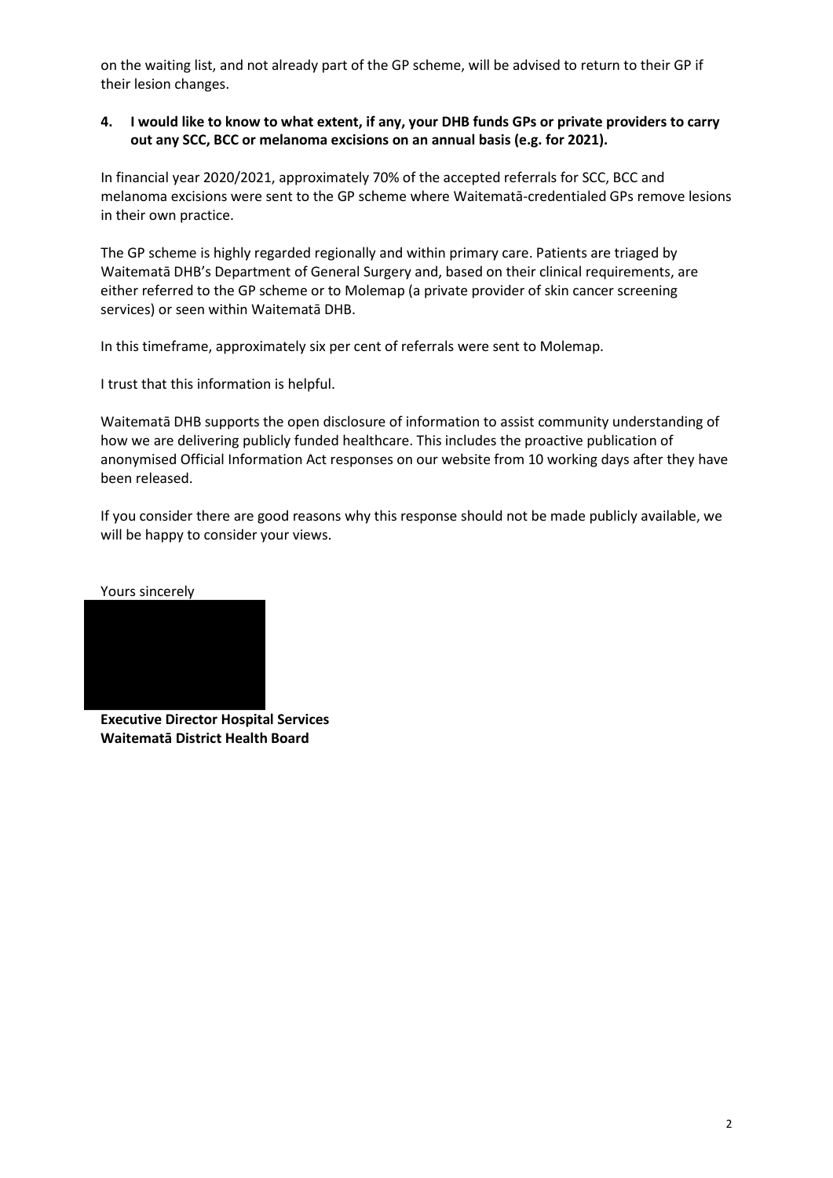on the waiting list, and not already part of the GP scheme, will be advised to return to their GP if their lesion changes.

**4. I would like to know to what extent, if any, your DHB funds GPs or private providers to carry out any SCC, BCC or melanoma excisions on an annual basis (e.g. for 2021).**

In financial year 2020/2021, approximately 70% of the accepted referrals for SCC, BCC and melanoma excisions were sent to the GP scheme where Waitematā-credentialed GPs remove lesions in their own practice.

The GP scheme is highly regarded regionally and within primary care. Patients are triaged by Waitematā DHB's Department of General Surgery and, based on their clinical requirements, are either referred to the GP scheme or to Molemap (a private provider of skin cancer screening services) or seen within Waitematā DHB.

In this timeframe, approximately six per cent of referrals were sent to Molemap.

I trust that this information is helpful.

Waitematā DHB supports the open disclosure of information to assist community understanding of how we are delivering publicly funded healthcare. This includes the proactive publication of anonymised Official Information Act responses on our website from 10 working days after they have been released.

If you consider there are good reasons why this response should not be made publicly available, we will be happy to consider your views.

Yours sincerely

**Executive Director Hospital Services**
**Waitematā District Health Board**